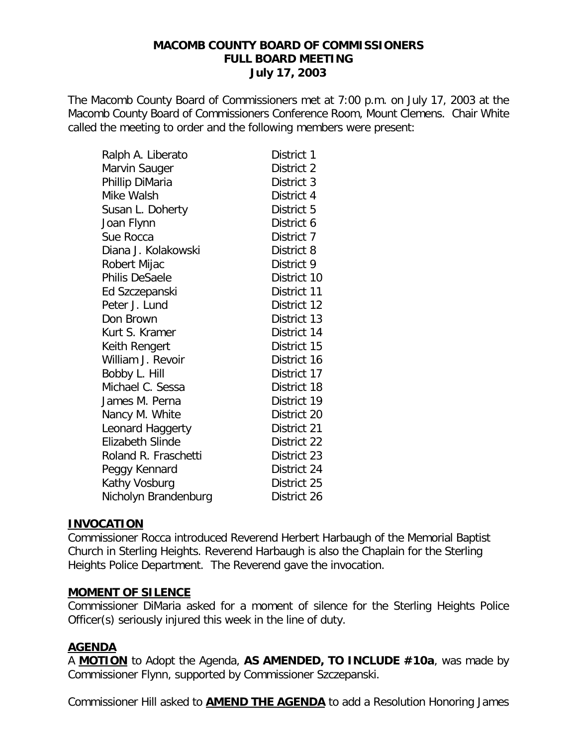# MACOMB COUNTY BOARD OF COMMISSIONERS
## FULL BOARD MEETING
### July 17, 2003

The Macomb County Board of Commissioners met at 7:00 p.m. on July 17, 2003 at the Macomb County Board of Commissioners Conference Room, Mount Clemens. Chair White called the meeting to order and the following members were present:

| | |
|---|---|
| Ralph A. Liberato | District 1 |
| Marvin Sauger | District 2 |
| Phillip DiMaria | District 3 |
| Mike Walsh | District 4 |
| Susan L. Doherty | District 5 |
| Joan Flynn | District 6 |
| Sue Rocca | District 7 |
| Diana J. Kolakowski | District 8 |
| Robert Mijac | District 9 |
| Philis DeSaele | District 10 |
| Ed Szczepanski | District 11 |
| Peter J. Lund | District 12 |
| Don Brown | District 13 |
| Kurt S. Kramer | District 14 |
| Keith Rengert | District 15 |
| William J. Revoir | District 16 |
| Bobby L. Hill | District 17 |
| Michael C. Sessa | District 18 |
| James M. Perna | District 19 |
| Nancy M. White | District 20 |
| Leonard Haggerty | District 21 |
| Elizabeth Slinde | District 22 |
| Roland R. Fraschetti | District 23 |
| Peggy Kennard | District 24 |
| Kathy Vosburg | District 25 |
| Nicholyn Brandenburg | District 26 |

**INVOCATION**

Commissioner Rocca introduced Reverend Herbert Harbaugh of the Memorial Baptist Church in Sterling Heights. Reverend Harbaugh is also the Chaplain for the Sterling Heights Police Department. The Reverend gave the invocation.

**MOMENT OF SILENCE**

Commissioner DiMaria asked for a moment of silence for the Sterling Heights Police Officer(s) seriously injured this week in the line of duty.

**AGENDA**

A **MOTION** to Adopt the Agenda, **AS AMENDED, TO INCLUDE #10a**, was made by Commissioner Flynn, supported by Commissioner Szczepanski.

Commissioner Hill asked to **AMEND THE AGENDA** to add a Resolution Honoring James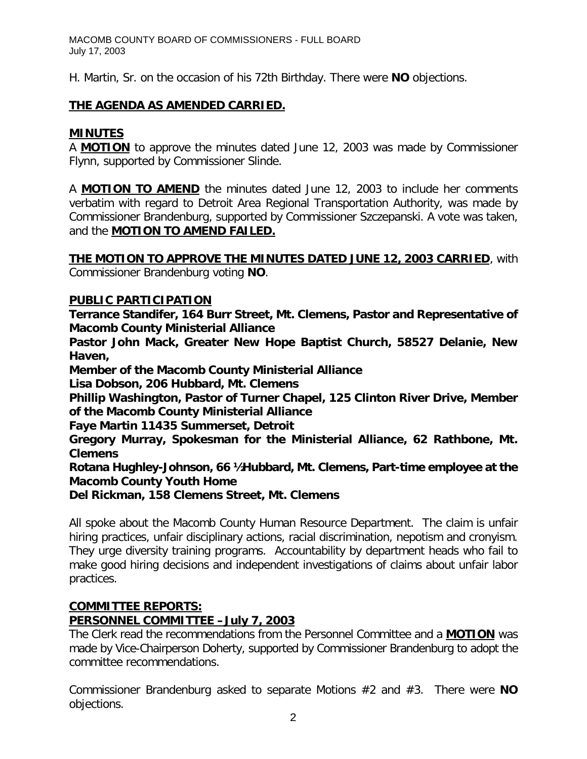H. Martin, Sr. on the occasion of his 72th Birthday. There were **NO** objections.

**THE AGENDA AS AMENDED CARRIED.**

## MINUTES

A **MOTION** to approve the minutes dated June 12, 2003 was made by Commissioner Flynn, supported by Commissioner Slinde.

A **MOTION TO AMEND** the minutes dated June 12, 2003 to include her comments verbatim with regard to Detroit Area Regional Transportation Authority, was made by Commissioner Brandenburg, supported by Commissioner Szczepanski. A vote was taken, and the **MOTION TO AMEND FAILED.**

**THE MOTION TO APPROVE THE MINUTES DATED JUNE 12, 2003 CARRIED**, with Commissioner Brandenburg voting **NO**.

## PUBLIC PARTICIPATION

**Terrance Standifer, 164 Burr Street, Mt. Clemens, Pastor and Representative of Macomb County Ministerial Alliance**
**Pastor John Mack, Greater New Hope Baptist Church, 58527 Delanie, New Haven,**
**Member of the Macomb County Ministerial Alliance**
**Lisa Dobson, 206 Hubbard, Mt. Clemens**
**Phillip Washington, Pastor of Turner Chapel, 125 Clinton River Drive, Member of the Macomb County Ministerial Alliance**
**Faye Martin 11435 Summerset, Detroit**
**Gregory Murray, Spokesman for the Ministerial Alliance, 62 Rathbone, Mt. Clemens**
**Rotana Hughley-Johnson, 66 ½ Hubbard, Mt. Clemens, Part-time employee at the Macomb County Youth Home**
**Del Rickman, 158 Clemens Street, Mt. Clemens**

All spoke about the Macomb County Human Resource Department. The claim is unfair hiring practices, unfair disciplinary actions, racial discrimination, nepotism and cronyism. They urge diversity training programs. Accountability by department heads who fail to make good hiring decisions and independent investigations of claims about unfair labor practices.

## COMMITTEE REPORTS:

## PERSONNEL COMMITTEE – July 7, 2003

The Clerk read the recommendations from the Personnel Committee and a **MOTION** was made by Vice-Chairperson Doherty, supported by Commissioner Brandenburg to adopt the committee recommendations.

Commissioner Brandenburg asked to separate Motions #2 and #3. There were **NO** objections.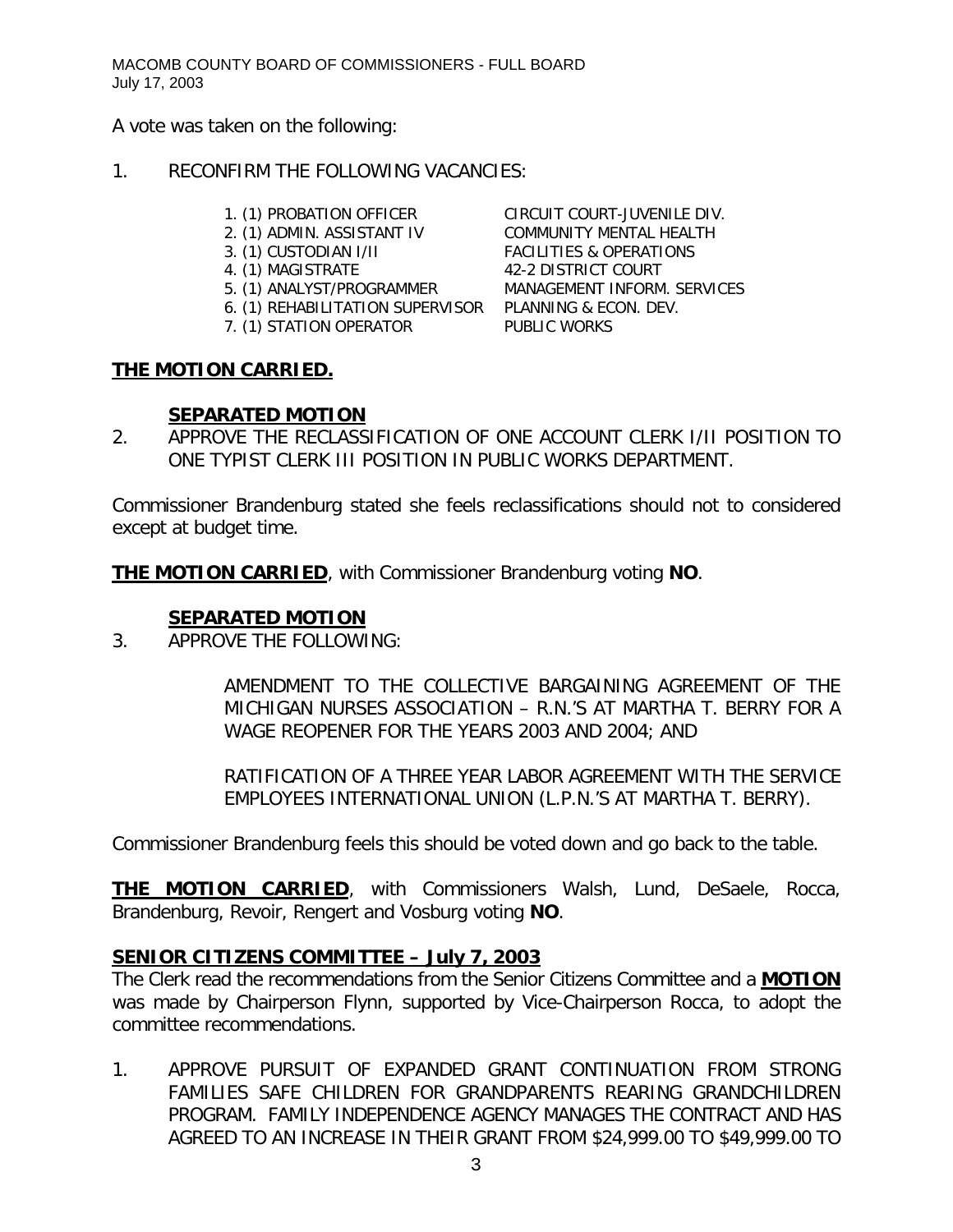A vote was taken on the following:

1. RECONFIRM THE FOLLOWING VACANCIES:

| | |
|---|---|
| 1. (1) PROBATION OFFICER | CIRCUIT COURT-JUVENILE DIV. |
| 2. (1) ADMIN. ASSISTANT IV | COMMUNITY MENTAL HEALTH |
| 3. (1) CUSTODIAN I/II | FACILITIES & OPERATIONS |
| 4. (1) MAGISTRATE | 42-2 DISTRICT COURT |
| 5. (1) ANALYST/PROGRAMMER | MANAGEMENT INFORM. SERVICES |
| 6. (1) REHABILITATION SUPERVISOR | PLANNING & ECON. DEV. |
| 7. (1) STATION OPERATOR | PUBLIC WORKS |

**THE MOTION CARRIED.**

**SEPARATED MOTION**

2. APPROVE THE RECLASSIFICATION OF ONE ACCOUNT CLERK I/II POSITION TO ONE TYPIST CLERK III POSITION IN PUBLIC WORKS DEPARTMENT.

Commissioner Brandenburg stated she feels reclassifications should not to considered except at budget time.

**THE MOTION CARRIED**, with Commissioner Brandenburg voting **NO**.

**SEPARATED MOTION**

3. APPROVE THE FOLLOWING:

   AMENDMENT TO THE COLLECTIVE BARGAINING AGREEMENT OF THE MICHIGAN NURSES ASSOCIATION – R.N.'S AT MARTHA T. BERRY FOR A WAGE REOPENER FOR THE YEARS 2003 AND 2004; AND

   RATIFICATION OF A THREE YEAR LABOR AGREEMENT WITH THE SERVICE EMPLOYEES INTERNATIONAL UNION (L.P.N.'S AT MARTHA T. BERRY).

Commissioner Brandenburg feels this should be voted down and go back to the table.

**THE MOTION CARRIED**, with Commissioners Walsh, Lund, DeSaele, Rocca, Brandenburg, Revoir, Rengert and Vosburg voting **NO**.

## SENIOR CITIZENS COMMITTEE – July 7, 2003

The Clerk read the recommendations from the Senior Citizens Committee and a **MOTION** was made by Chairperson Flynn, supported by Vice-Chairperson Rocca, to adopt the committee recommendations.

1. APPROVE PURSUIT OF EXPANDED GRANT CONTINUATION FROM STRONG FAMILIES SAFE CHILDREN FOR GRANDPARENTS REARING GRANDCHILDREN PROGRAM. FAMILY INDEPENDENCE AGENCY MANAGES THE CONTRACT AND HAS AGREED TO AN INCREASE IN THEIR GRANT FROM $24,999.00 TO $49,999.00 TO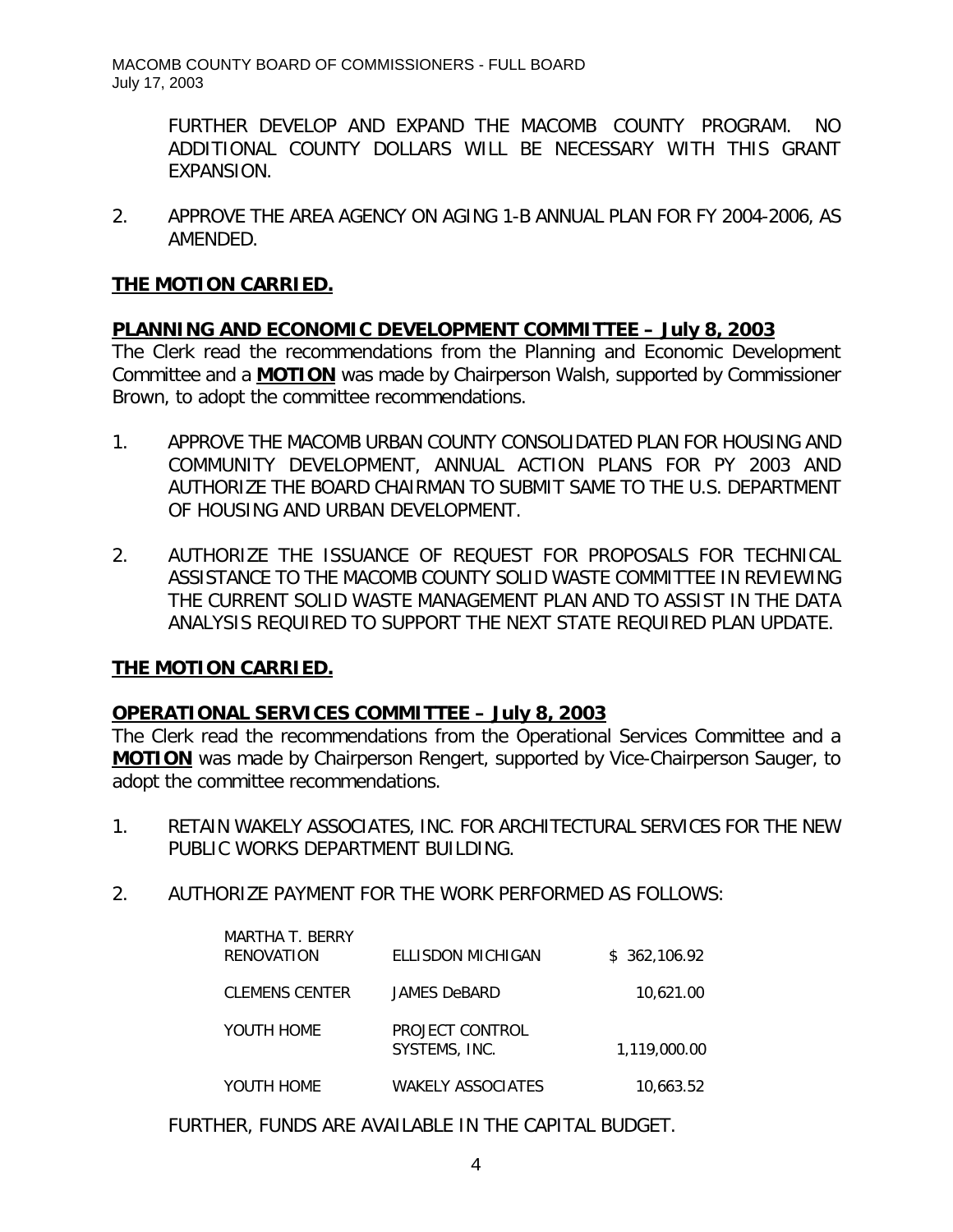FURTHER DEVELOP AND EXPAND THE MACOMB COUNTY PROGRAM. NO ADDITIONAL COUNTY DOLLARS WILL BE NECESSARY WITH THIS GRANT EXPANSION.

2. APPROVE THE AREA AGENCY ON AGING 1-B ANNUAL PLAN FOR FY 2004-2006, AS AMENDED.

**THE MOTION CARRIED.**

**PLANNING AND ECONOMIC DEVELOPMENT COMMITTEE – July 8, 2003**

The Clerk read the recommendations from the Planning and Economic Development Committee and a **MOTION** was made by Chairperson Walsh, supported by Commissioner Brown, to adopt the committee recommendations.

1. APPROVE THE MACOMB URBAN COUNTY CONSOLIDATED PLAN FOR HOUSING AND COMMUNITY DEVELOPMENT, ANNUAL ACTION PLANS FOR PY 2003 AND AUTHORIZE THE BOARD CHAIRMAN TO SUBMIT SAME TO THE U.S. DEPARTMENT OF HOUSING AND URBAN DEVELOPMENT.

2. AUTHORIZE THE ISSUANCE OF REQUEST FOR PROPOSALS FOR TECHNICAL ASSISTANCE TO THE MACOMB COUNTY SOLID WASTE COMMITTEE IN REVIEWING THE CURRENT SOLID WASTE MANAGEMENT PLAN AND TO ASSIST IN THE DATA ANALYSIS REQUIRED TO SUPPORT THE NEXT STATE REQUIRED PLAN UPDATE.

**THE MOTION CARRIED.**

**OPERATIONAL SERVICES COMMITTEE – July 8, 2003**

The Clerk read the recommendations from the Operational Services Committee and a **MOTION** was made by Chairperson Rengert, supported by Vice-Chairperson Sauger, to adopt the committee recommendations.

1. RETAIN WAKELY ASSOCIATES, INC. FOR ARCHITECTURAL SERVICES FOR THE NEW PUBLIC WORKS DEPARTMENT BUILDING.

2. AUTHORIZE PAYMENT FOR THE WORK PERFORMED AS FOLLOWS:

| | | |
|---|---|---|
| MARTHA T. BERRY RENOVATION | ELLISDON MICHIGAN | $ 362,106.92 |
| CLEMENS CENTER | JAMES DeBARD | 10,621.00 |
| YOUTH HOME | PROJECT CONTROL SYSTEMS, INC. | 1,119,000.00 |
| YOUTH HOME | WAKELY ASSOCIATES | 10,663.52 |

FURTHER, FUNDS ARE AVAILABLE IN THE CAPITAL BUDGET.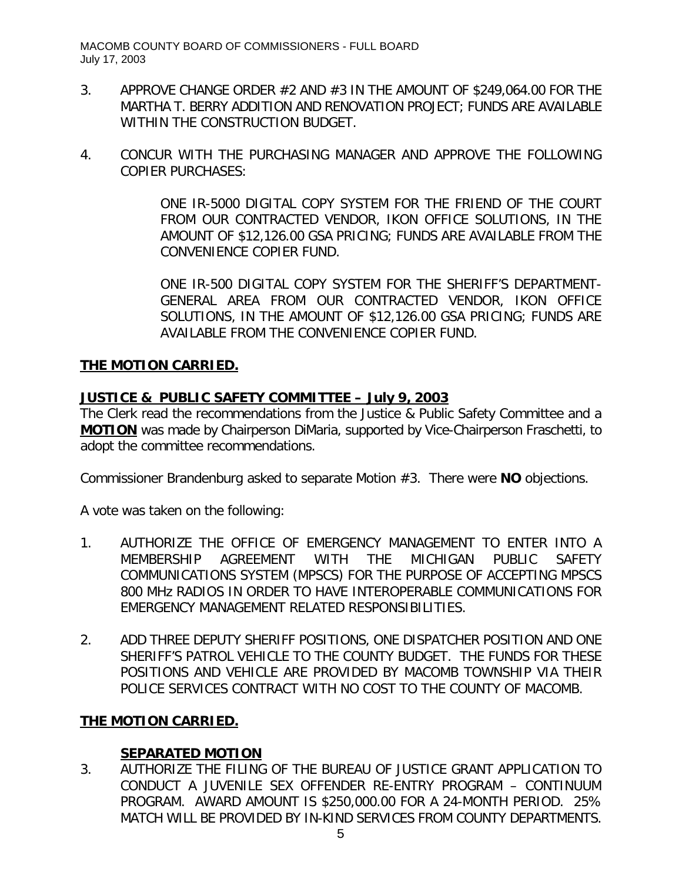3. APPROVE CHANGE ORDER #2 AND #3 IN THE AMOUNT OF $249,064.00 FOR THE MARTHA T. BERRY ADDITION AND RENOVATION PROJECT; FUNDS ARE AVAILABLE WITHIN THE CONSTRUCTION BUDGET.

4. CONCUR WITH THE PURCHASING MANAGER AND APPROVE THE FOLLOWING COPIER PURCHASES:

   ONE IR-5000 DIGITAL COPY SYSTEM FOR THE FRIEND OF THE COURT FROM OUR CONTRACTED VENDOR, IKON OFFICE SOLUTIONS, IN THE AMOUNT OF $12,126.00 GSA PRICING; FUNDS ARE AVAILABLE FROM THE CONVENIENCE COPIER FUND.

   ONE IR-500 DIGITAL COPY SYSTEM FOR THE SHERIFF'S DEPARTMENT-GENERAL AREA FROM OUR CONTRACTED VENDOR, IKON OFFICE SOLUTIONS, IN THE AMOUNT OF $12,126.00 GSA PRICING; FUNDS ARE AVAILABLE FROM THE CONVENIENCE COPIER FUND.

**THE MOTION CARRIED.**

**JUSTICE & PUBLIC SAFETY COMMITTEE – July 9, 2003**

The Clerk read the recommendations from the Justice & Public Safety Committee and a **MOTION** was made by Chairperson DiMaria, supported by Vice-Chairperson Fraschetti, to adopt the committee recommendations.

Commissioner Brandenburg asked to separate Motion #3. There were **NO** objections.

A vote was taken on the following:

1. AUTHORIZE THE OFFICE OF EMERGENCY MANAGEMENT TO ENTER INTO A MEMBERSHIP AGREEMENT WITH THE MICHIGAN PUBLIC SAFETY COMMUNICATIONS SYSTEM (MPSCS) FOR THE PURPOSE OF ACCEPTING MPSCS 800 MHz RADIOS IN ORDER TO HAVE INTEROPERABLE COMMUNICATIONS FOR EMERGENCY MANAGEMENT RELATED RESPONSIBILITIES.

2. ADD THREE DEPUTY SHERIFF POSITIONS, ONE DISPATCHER POSITION AND ONE SHERIFF'S PATROL VEHICLE TO THE COUNTY BUDGET. THE FUNDS FOR THESE POSITIONS AND VEHICLE ARE PROVIDED BY MACOMB TOWNSHIP VIA THEIR POLICE SERVICES CONTRACT WITH NO COST TO THE COUNTY OF MACOMB.

**THE MOTION CARRIED.**

**SEPARATED MOTION**

3. AUTHORIZE THE FILING OF THE BUREAU OF JUSTICE GRANT APPLICATION TO CONDUCT A JUVENILE SEX OFFENDER RE-ENTRY PROGRAM – CONTINUUM PROGRAM. AWARD AMOUNT IS $250,000.00 FOR A 24-MONTH PERIOD. 25% MATCH WILL BE PROVIDED BY IN-KIND SERVICES FROM COUNTY DEPARTMENTS.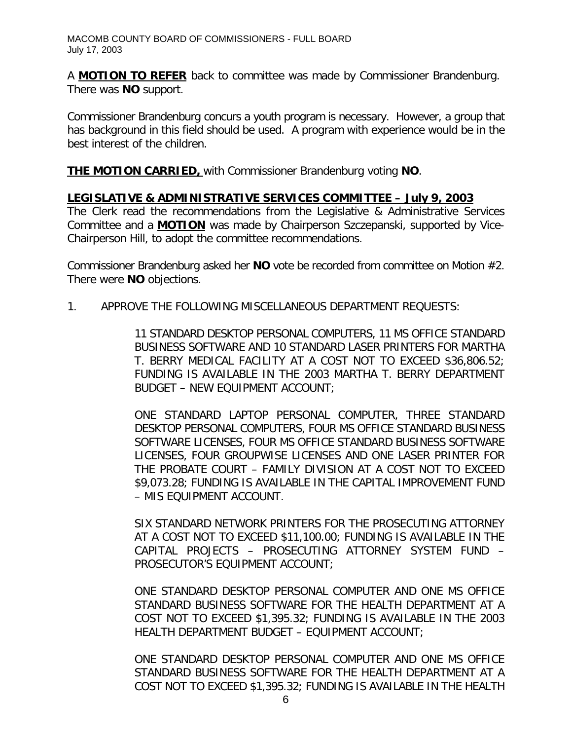A **MOTION TO REFER** back to committee was made by Commissioner Brandenburg. There was **NO** support.

Commissioner Brandenburg concurs a youth program is necessary. However, a group that has background in this field should be used. A program with experience would be in the best interest of the children.

**THE MOTION CARRIED,** with Commissioner Brandenburg voting **NO**.

**LEGISLATIVE & ADMINISTRATIVE SERVICES COMMITTEE – July 9, 2003**

The Clerk read the recommendations from the Legislative & Administrative Services Committee and a **MOTION** was made by Chairperson Szczepanski, supported by Vice-Chairperson Hill, to adopt the committee recommendations.

Commissioner Brandenburg asked her **NO** vote be recorded from committee on Motion #2. There were **NO** objections.

1. APPROVE THE FOLLOWING MISCELLANEOUS DEPARTMENT REQUESTS:

   11 STANDARD DESKTOP PERSONAL COMPUTERS, 11 MS OFFICE STANDARD BUSINESS SOFTWARE AND 10 STANDARD LASER PRINTERS FOR MARTHA T. BERRY MEDICAL FACILITY AT A COST NOT TO EXCEED $36,806.52; FUNDING IS AVAILABLE IN THE 2003 MARTHA T. BERRY DEPARTMENT BUDGET – NEW EQUIPMENT ACCOUNT;

   ONE STANDARD LAPTOP PERSONAL COMPUTER, THREE STANDARD DESKTOP PERSONAL COMPUTERS, FOUR MS OFFICE STANDARD BUSINESS SOFTWARE LICENSES, FOUR MS OFFICE STANDARD BUSINESS SOFTWARE LICENSES, FOUR GROUPWISE LICENSES AND ONE LASER PRINTER FOR THE PROBATE COURT – FAMILY DIVISION AT A COST NOT TO EXCEED $9,073.28; FUNDING IS AVAILABLE IN THE CAPITAL IMPROVEMENT FUND – MIS EQUIPMENT ACCOUNT.

   SIX STANDARD NETWORK PRINTERS FOR THE PROSECUTING ATTORNEY AT A COST NOT TO EXCEED $11,100.00; FUNDING IS AVAILABLE IN THE CAPITAL PROJECTS – PROSECUTING ATTORNEY SYSTEM FUND – PROSECUTOR'S EQUIPMENT ACCOUNT;

   ONE STANDARD DESKTOP PERSONAL COMPUTER AND ONE MS OFFICE STANDARD BUSINESS SOFTWARE FOR THE HEALTH DEPARTMENT AT A COST NOT TO EXCEED $1,395.32; FUNDING IS AVAILABLE IN THE 2003 HEALTH DEPARTMENT BUDGET – EQUIPMENT ACCOUNT;

   ONE STANDARD DESKTOP PERSONAL COMPUTER AND ONE MS OFFICE STANDARD BUSINESS SOFTWARE FOR THE HEALTH DEPARTMENT AT A COST NOT TO EXCEED $1,395.32; FUNDING IS AVAILABLE IN THE HEALTH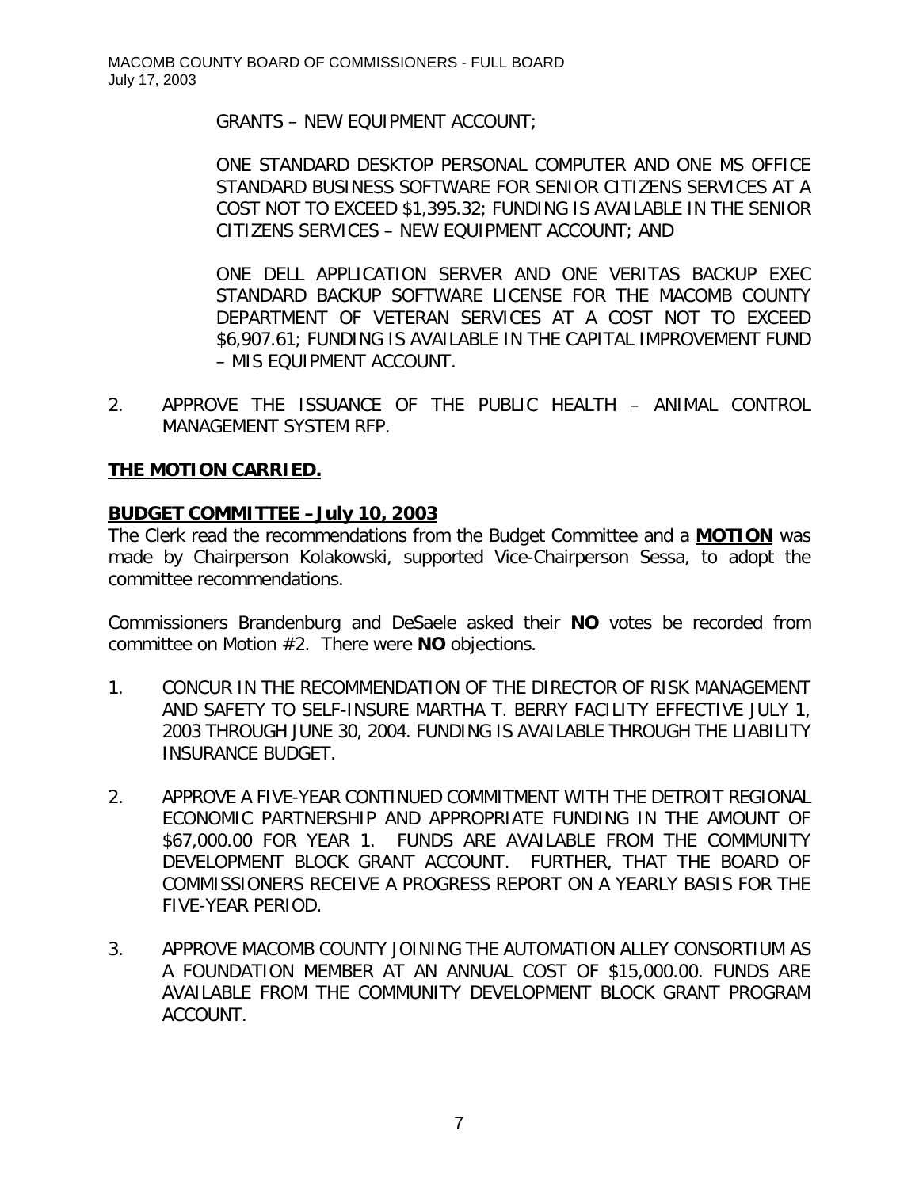GRANTS – NEW EQUIPMENT ACCOUNT;

ONE STANDARD DESKTOP PERSONAL COMPUTER AND ONE MS OFFICE STANDARD BUSINESS SOFTWARE FOR SENIOR CITIZENS SERVICES AT A COST NOT TO EXCEED $1,395.32; FUNDING IS AVAILABLE IN THE SENIOR CITIZENS SERVICES – NEW EQUIPMENT ACCOUNT; AND

ONE DELL APPLICATION SERVER AND ONE VERITAS BACKUP EXEC STANDARD BACKUP SOFTWARE LICENSE FOR THE MACOMB COUNTY DEPARTMENT OF VETERAN SERVICES AT A COST NOT TO EXCEED $6,907.61; FUNDING IS AVAILABLE IN THE CAPITAL IMPROVEMENT FUND – MIS EQUIPMENT ACCOUNT.

2. APPROVE THE ISSUANCE OF THE PUBLIC HEALTH – ANIMAL CONTROL MANAGEMENT SYSTEM RFP.

**THE MOTION CARRIED.**

**BUDGET COMMITTEE – July 10, 2003**

The Clerk read the recommendations from the Budget Committee and a **MOTION** was made by Chairperson Kolakowski, supported Vice-Chairperson Sessa, to adopt the committee recommendations.

Commissioners Brandenburg and DeSaele asked their **NO** votes be recorded from committee on Motion #2. There were **NO** objections.

1. CONCUR IN THE RECOMMENDATION OF THE DIRECTOR OF RISK MANAGEMENT AND SAFETY TO SELF-INSURE MARTHA T. BERRY FACILITY EFFECTIVE JULY 1, 2003 THROUGH JUNE 30, 2004. FUNDING IS AVAILABLE THROUGH THE LIABILITY INSURANCE BUDGET.

2. APPROVE A FIVE-YEAR CONTINUED COMMITMENT WITH THE DETROIT REGIONAL ECONOMIC PARTNERSHIP AND APPROPRIATE FUNDING IN THE AMOUNT OF $67,000.00 FOR YEAR 1. FUNDS ARE AVAILABLE FROM THE COMMUNITY DEVELOPMENT BLOCK GRANT ACCOUNT. FURTHER, THAT THE BOARD OF COMMISSIONERS RECEIVE A PROGRESS REPORT ON A YEARLY BASIS FOR THE FIVE-YEAR PERIOD.

3. APPROVE MACOMB COUNTY JOINING THE AUTOMATION ALLEY CONSORTIUM AS A FOUNDATION MEMBER AT AN ANNUAL COST OF $15,000.00. FUNDS ARE AVAILABLE FROM THE COMMUNITY DEVELOPMENT BLOCK GRANT PROGRAM ACCOUNT.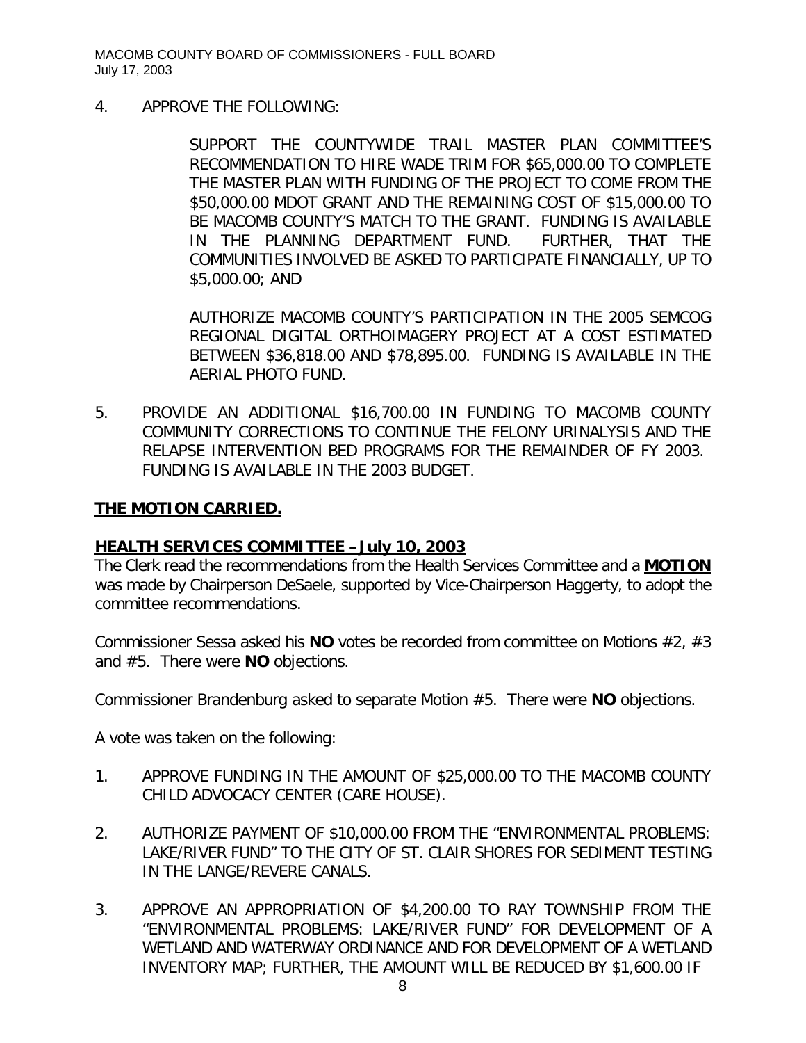4. APPROVE THE FOLLOWING:

   SUPPORT THE COUNTYWIDE TRAIL MASTER PLAN COMMITTEE'S RECOMMENDATION TO HIRE WADE TRIM FOR $65,000.00 TO COMPLETE THE MASTER PLAN WITH FUNDING OF THE PROJECT TO COME FROM THE $50,000.00 MDOT GRANT AND THE REMAINING COST OF $15,000.00 TO BE MACOMB COUNTY'S MATCH TO THE GRANT. FUNDING IS AVAILABLE IN THE PLANNING DEPARTMENT FUND. FURTHER, THAT THE COMMUNITIES INVOLVED BE ASKED TO PARTICIPATE FINANCIALLY, UP TO $5,000.00; AND

   AUTHORIZE MACOMB COUNTY'S PARTICIPATION IN THE 2005 SEMCOG REGIONAL DIGITAL ORTHOIMAGERY PROJECT AT A COST ESTIMATED BETWEEN $36,818.00 AND $78,895.00. FUNDING IS AVAILABLE IN THE AERIAL PHOTO FUND.

5. PROVIDE AN ADDITIONAL $16,700.00 IN FUNDING TO MACOMB COUNTY COMMUNITY CORRECTIONS TO CONTINUE THE FELONY URINALYSIS AND THE RELAPSE INTERVENTION BED PROGRAMS FOR THE REMAINDER OF FY 2003. FUNDING IS AVAILABLE IN THE 2003 BUDGET.

**THE MOTION CARRIED.**

**HEALTH SERVICES COMMITTEE – July 10, 2003**

The Clerk read the recommendations from the Health Services Committee and a **MOTION** was made by Chairperson DeSaele, supported by Vice-Chairperson Haggerty, to adopt the committee recommendations.

Commissioner Sessa asked his **NO** votes be recorded from committee on Motions #2, #3 and #5. There were **NO** objections.

Commissioner Brandenburg asked to separate Motion #5. There were **NO** objections.

A vote was taken on the following:

1. APPROVE FUNDING IN THE AMOUNT OF $25,000.00 TO THE MACOMB COUNTY CHILD ADVOCACY CENTER (CARE HOUSE).

2. AUTHORIZE PAYMENT OF $10,000.00 FROM THE "ENVIRONMENTAL PROBLEMS: LAKE/RIVER FUND" TO THE CITY OF ST. CLAIR SHORES FOR SEDIMENT TESTING IN THE LANGE/REVERE CANALS.

3. APPROVE AN APPROPRIATION OF $4,200.00 TO RAY TOWNSHIP FROM THE "ENVIRONMENTAL PROBLEMS: LAKE/RIVER FUND" FOR DEVELOPMENT OF A WETLAND AND WATERWAY ORDINANCE AND FOR DEVELOPMENT OF A WETLAND INVENTORY MAP; FURTHER, THE AMOUNT WILL BE REDUCED BY $1,600.00 IF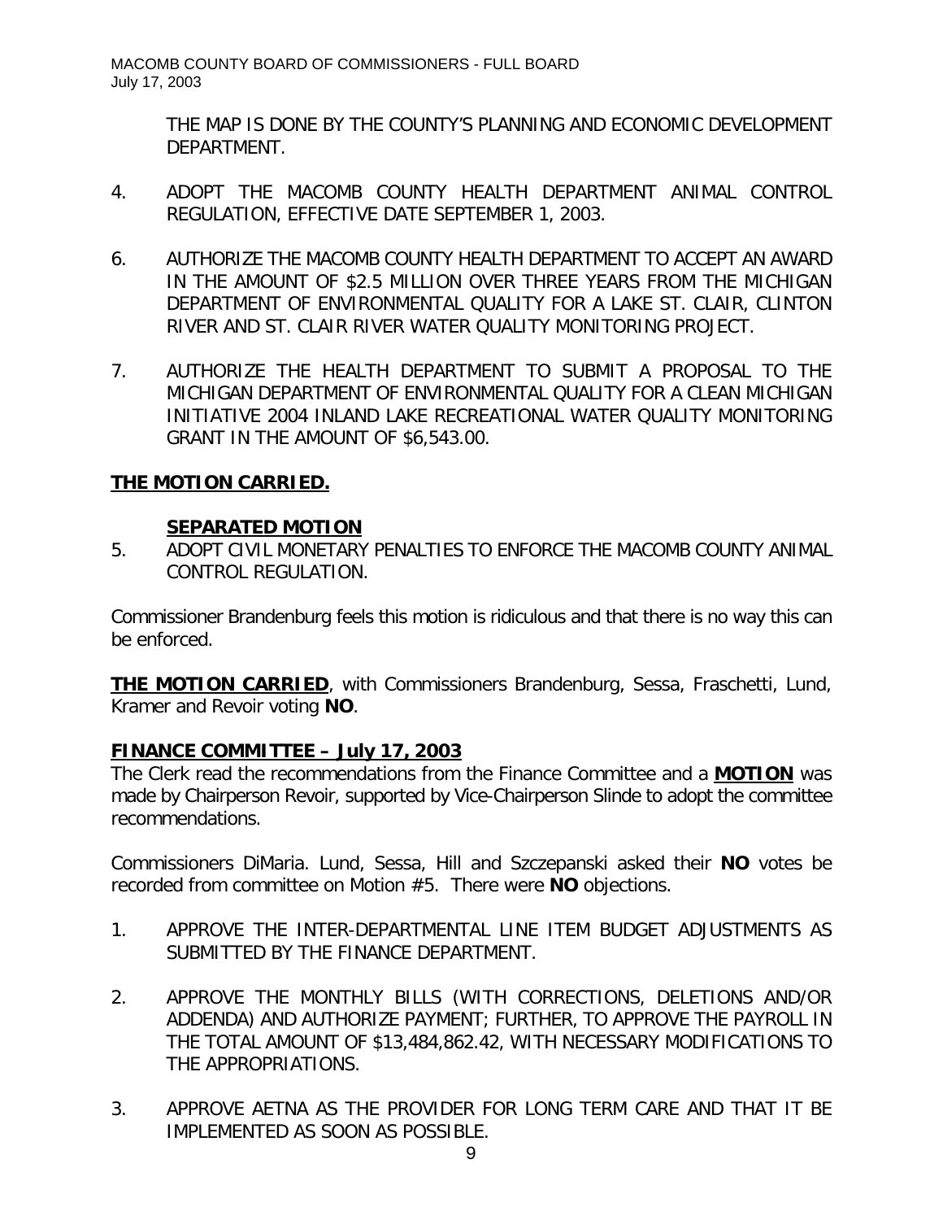THE MAP IS DONE BY THE COUNTY'S PLANNING AND ECONOMIC DEVELOPMENT DEPARTMENT.

4. ADOPT THE MACOMB COUNTY HEALTH DEPARTMENT ANIMAL CONTROL REGULATION, EFFECTIVE DATE SEPTEMBER 1, 2003.

6. AUTHORIZE THE MACOMB COUNTY HEALTH DEPARTMENT TO ACCEPT AN AWARD IN THE AMOUNT OF $2.5 MILLION OVER THREE YEARS FROM THE MICHIGAN DEPARTMENT OF ENVIRONMENTAL QUALITY FOR A LAKE ST. CLAIR, CLINTON RIVER AND ST. CLAIR RIVER WATER QUALITY MONITORING PROJECT.

7. AUTHORIZE THE HEALTH DEPARTMENT TO SUBMIT A PROPOSAL TO THE MICHIGAN DEPARTMENT OF ENVIRONMENTAL QUALITY FOR A CLEAN MICHIGAN INITIATIVE 2004 INLAND LAKE RECREATIONAL WATER QUALITY MONITORING GRANT IN THE AMOUNT OF $6,543.00.

**THE MOTION CARRIED.**

**SEPARATED MOTION**

5. ADOPT CIVIL MONETARY PENALTIES TO ENFORCE THE MACOMB COUNTY ANIMAL CONTROL REGULATION.

Commissioner Brandenburg feels this motion is ridiculous and that there is no way this can be enforced.

**THE MOTION CARRIED**, with Commissioners Brandenburg, Sessa, Fraschetti, Lund, Kramer and Revoir voting **NO**.

## FINANCE COMMITTEE – July 17, 2003

The Clerk read the recommendations from the Finance Committee and a **MOTION** was made by Chairperson Revoir, supported by Vice-Chairperson Slinde to adopt the committee recommendations.

Commissioners DiMaria. Lund, Sessa, Hill and Szczepanski asked their **NO** votes be recorded from committee on Motion #5. There were **NO** objections.

1. APPROVE THE INTER-DEPARTMENTAL LINE ITEM BUDGET ADJUSTMENTS AS SUBMITTED BY THE FINANCE DEPARTMENT.

2. APPROVE THE MONTHLY BILLS (WITH CORRECTIONS, DELETIONS AND/OR ADDENDA) AND AUTHORIZE PAYMENT; FURTHER, TO APPROVE THE PAYROLL IN THE TOTAL AMOUNT OF $13,484,862.42, WITH NECESSARY MODIFICATIONS TO THE APPROPRIATIONS.

3. APPROVE AETNA AS THE PROVIDER FOR LONG TERM CARE AND THAT IT BE IMPLEMENTED AS SOON AS POSSIBLE.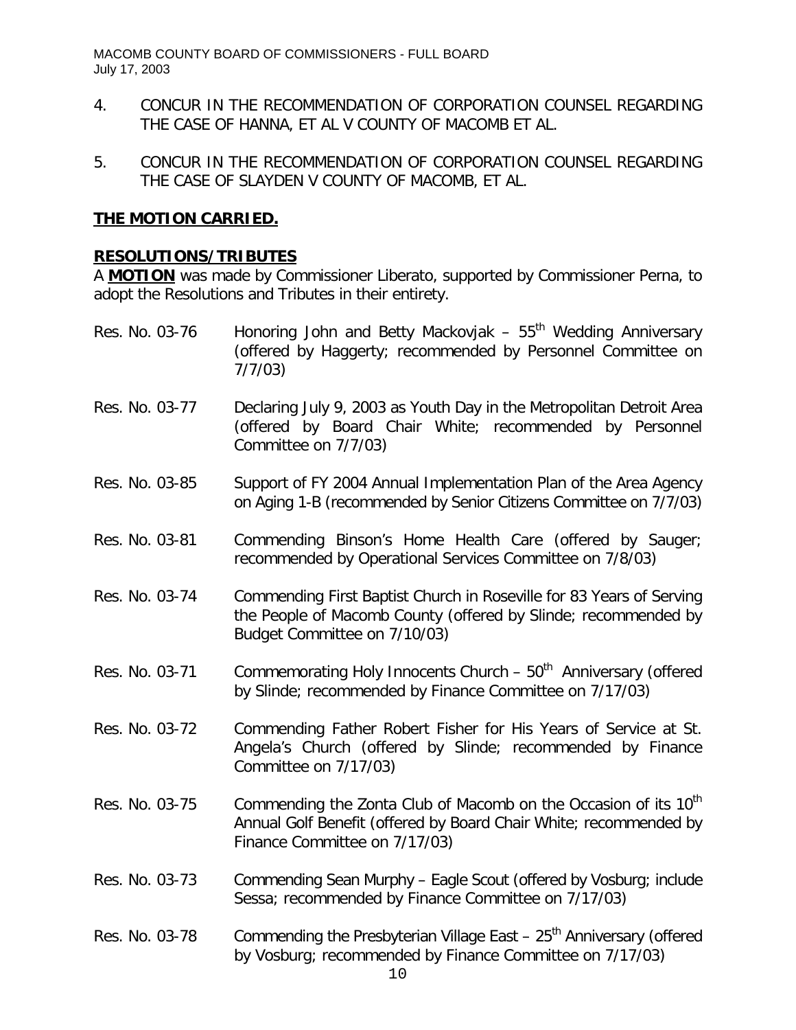4. CONCUR IN THE RECOMMENDATION OF CORPORATION COUNSEL REGARDING THE CASE OF HANNA, ET AL V COUNTY OF MACOMB ET AL.

5. CONCUR IN THE RECOMMENDATION OF CORPORATION COUNSEL REGARDING THE CASE OF SLAYDEN V COUNTY OF MACOMB, ET AL.

**THE MOTION CARRIED.**

**RESOLUTIONS/TRIBUTES**

A **MOTION** was made by Commissioner Liberato, supported by Commissioner Perna, to adopt the Resolutions and Tributes in their entirety.

Res. No. 03-76 Honoring John and Betty Mackovjak – 55th Wedding Anniversary (offered by Haggerty; recommended by Personnel Committee on 7/7/03)

Res. No. 03-77 Declaring July 9, 2003 as Youth Day in the Metropolitan Detroit Area (offered by Board Chair White; recommended by Personnel Committee on 7/7/03)

Res. No. 03-85 Support of FY 2004 Annual Implementation Plan of the Area Agency on Aging 1-B (recommended by Senior Citizens Committee on 7/7/03)

Res. No. 03-81 Commending Binson's Home Health Care (offered by Sauger; recommended by Operational Services Committee on 7/8/03)

Res. No. 03-74 Commending First Baptist Church in Roseville for 83 Years of Serving the People of Macomb County (offered by Slinde; recommended by Budget Committee on 7/10/03)

Res. No. 03-71 Commemorating Holy Innocents Church – 50th Anniversary (offered by Slinde; recommended by Finance Committee on 7/17/03)

Res. No. 03-72 Commending Father Robert Fisher for His Years of Service at St. Angela's Church (offered by Slinde; recommended by Finance Committee on 7/17/03)

Res. No. 03-75 Commending the Zonta Club of Macomb on the Occasion of its 10th Annual Golf Benefit (offered by Board Chair White; recommended by Finance Committee on 7/17/03)

Res. No. 03-73 Commending Sean Murphy – Eagle Scout (offered by Vosburg; include Sessa; recommended by Finance Committee on 7/17/03)

Res. No. 03-78 Commending the Presbyterian Village East – 25th Anniversary (offered by Vosburg; recommended by Finance Committee on 7/17/03)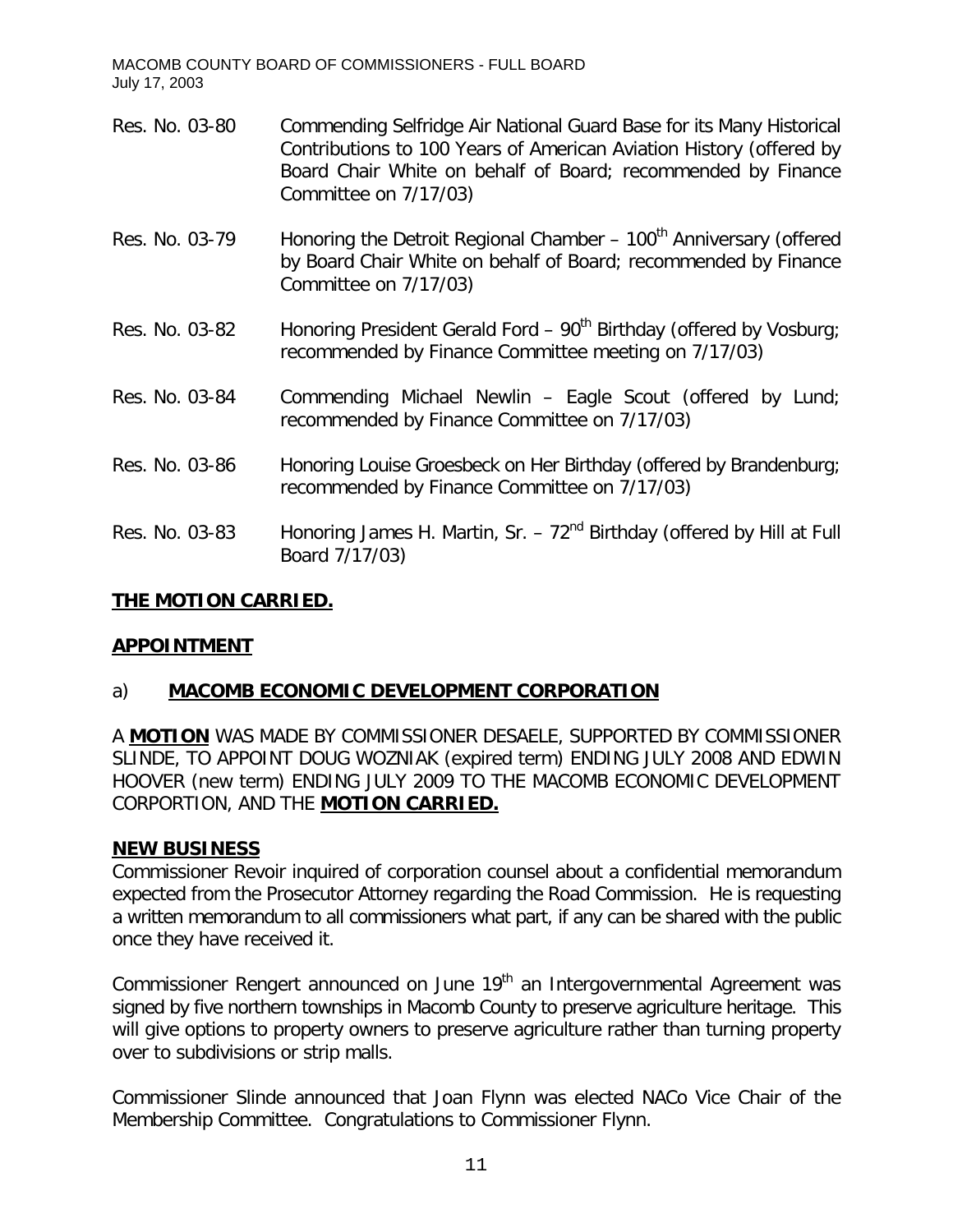| | |
|---|---|
| Res. No. 03-80 | Commending Selfridge Air National Guard Base for its Many Historical Contributions to 100 Years of American Aviation History (offered by Board Chair White on behalf of Board; recommended by Finance Committee on 7/17/03) |
| Res. No. 03-79 | Honoring the Detroit Regional Chamber – 100th Anniversary (offered by Board Chair White on behalf of Board; recommended by Finance Committee on 7/17/03) |
| Res. No. 03-82 | Honoring President Gerald Ford – 90th Birthday (offered by Vosburg; recommended by Finance Committee meeting on 7/17/03) |
| Res. No. 03-84 | Commending Michael Newlin – Eagle Scout (offered by Lund; recommended by Finance Committee on 7/17/03) |
| Res. No. 03-86 | Honoring Louise Groesbeck on Her Birthday (offered by Brandenburg; recommended by Finance Committee on 7/17/03) |
| Res. No. 03-83 | Honoring James H. Martin, Sr. – 72nd Birthday (offered by Hill at Full Board 7/17/03) |

**THE MOTION CARRIED.**

## APPOINTMENT

### a) MACOMB ECONOMIC DEVELOPMENT CORPORATION

A **MOTION** WAS MADE BY COMMISSIONER DESAELE, SUPPORTED BY COMMISSIONER SLINDE, TO APPOINT DOUG WOZNIAK (expired term) ENDING JULY 2008 AND EDWIN HOOVER (new term) ENDING JULY 2009 TO THE MACOMB ECONOMIC DEVELOPMENT CORPORTION, AND THE **MOTION CARRIED.**

## NEW BUSINESS

Commissioner Revoir inquired of corporation counsel about a confidential memorandum expected from the Prosecutor Attorney regarding the Road Commission. He is requesting a written memorandum to all commissioners what part, if any can be shared with the public once they have received it.

Commissioner Rengert announced on June 19th an Intergovernmental Agreement was signed by five northern townships in Macomb County to preserve agriculture heritage. This will give options to property owners to preserve agriculture rather than turning property over to subdivisions or strip malls.

Commissioner Slinde announced that Joan Flynn was elected NACo Vice Chair of the Membership Committee. Congratulations to Commissioner Flynn.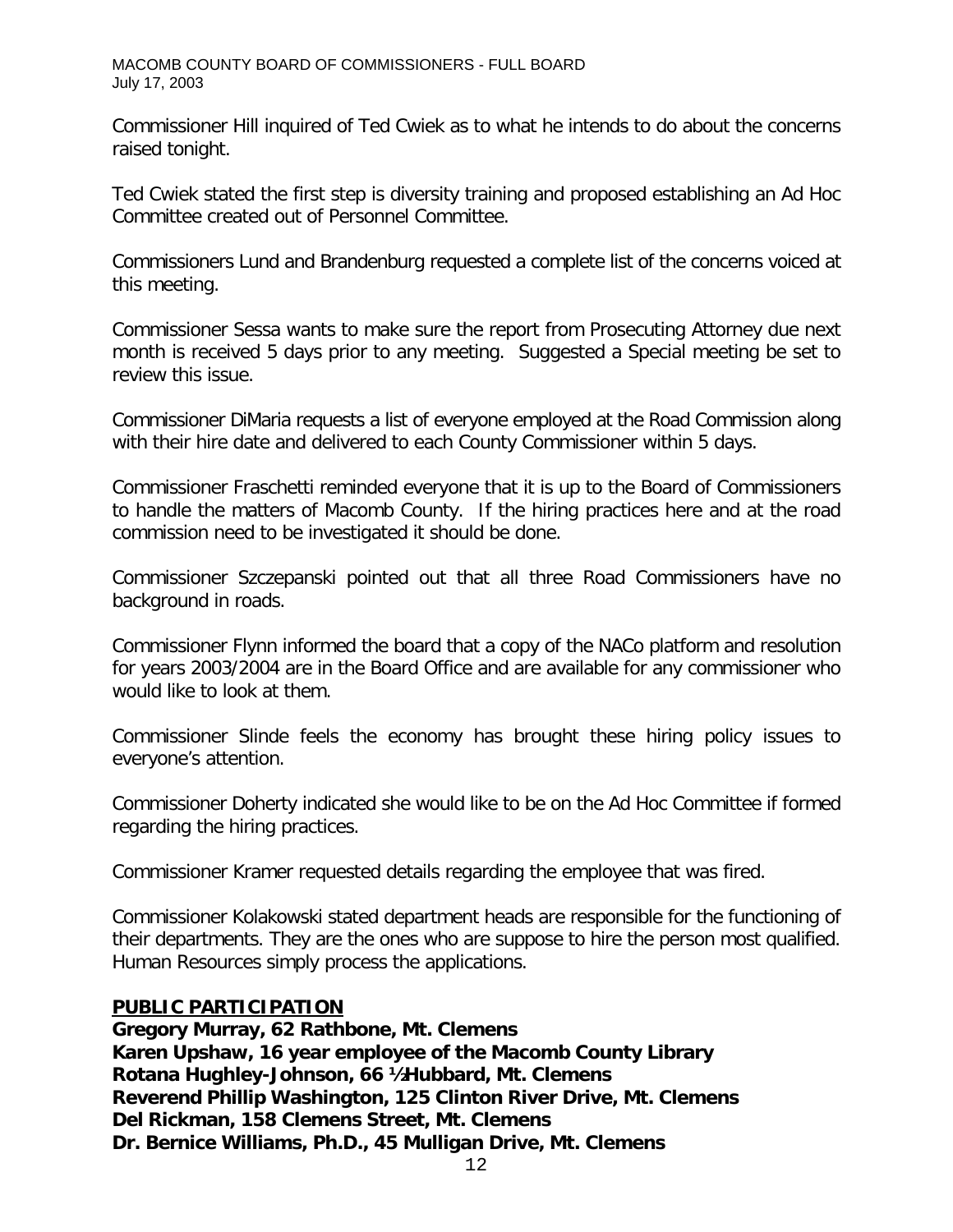Commissioner Hill inquired of Ted Cwiek as to what he intends to do about the concerns raised tonight.

Ted Cwiek stated the first step is diversity training and proposed establishing an Ad Hoc Committee created out of Personnel Committee.

Commissioners Lund and Brandenburg requested a complete list of the concerns voiced at this meeting.

Commissioner Sessa wants to make sure the report from Prosecuting Attorney due next month is received 5 days prior to any meeting. Suggested a Special meeting be set to review this issue.

Commissioner DiMaria requests a list of everyone employed at the Road Commission along with their hire date and delivered to each County Commissioner within 5 days.

Commissioner Fraschetti reminded everyone that it is up to the Board of Commissioners to handle the matters of Macomb County. If the hiring practices here and at the road commission need to be investigated it should be done.

Commissioner Szczepanski pointed out that all three Road Commissioners have no background in roads.

Commissioner Flynn informed the board that a copy of the NACo platform and resolution for years 2003/2004 are in the Board Office and are available for any commissioner who would like to look at them.

Commissioner Slinde feels the economy has brought these hiring policy issues to everyone's attention.

Commissioner Doherty indicated she would like to be on the Ad Hoc Committee if formed regarding the hiring practices.

Commissioner Kramer requested details regarding the employee that was fired.

Commissioner Kolakowski stated department heads are responsible for the functioning of their departments. They are the ones who are suppose to hire the person most qualified. Human Resources simply process the applications.

**PUBLIC PARTICIPATION**

**Gregory Murray, 62 Rathbone, Mt. Clemens**
**Karen Upshaw, 16 year employee of the Macomb County Library**
**Rotana Hughley-Johnson, 66 ½ Hubbard, Mt. Clemens**
**Reverend Phillip Washington, 125 Clinton River Drive, Mt. Clemens**
**Del Rickman, 158 Clemens Street, Mt. Clemens**
**Dr. Bernice Williams, Ph.D., 45 Mulligan Drive, Mt. Clemens**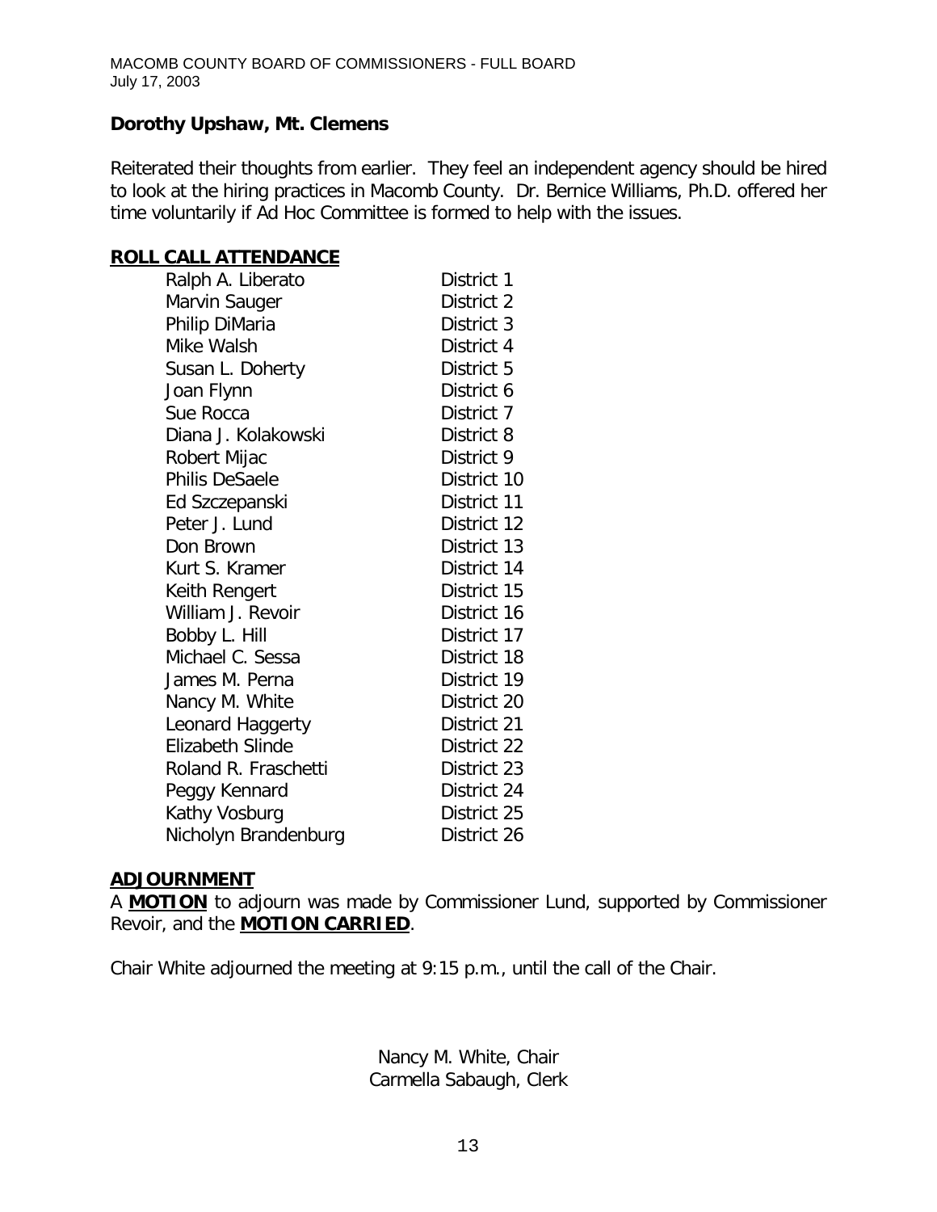**Dorothy Upshaw, Mt. Clemens**

Reiterated their thoughts from earlier. They feel an independent agency should be hired to look at the hiring practices in Macomb County. Dr. Bernice Williams, Ph.D. offered her time voluntarily if Ad Hoc Committee is formed to help with the issues.

**ROLL CALL ATTENDANCE**

| | |
|---|---|
| Ralph A. Liberato | District 1 |
| Marvin Sauger | District 2 |
| Philip DiMaria | District 3 |
| Mike Walsh | District 4 |
| Susan L. Doherty | District 5 |
| Joan Flynn | District 6 |
| Sue Rocca | District 7 |
| Diana J. Kolakowski | District 8 |
| Robert Mijac | District 9 |
| Philis DeSaele | District 10 |
| Ed Szczepanski | District 11 |
| Peter J. Lund | District 12 |
| Don Brown | District 13 |
| Kurt S. Kramer | District 14 |
| Keith Rengert | District 15 |
| William J. Revoir | District 16 |
| Bobby L. Hill | District 17 |
| Michael C. Sessa | District 18 |
| James M. Perna | District 19 |
| Nancy M. White | District 20 |
| Leonard Haggerty | District 21 |
| Elizabeth Slinde | District 22 |
| Roland R. Fraschetti | District 23 |
| Peggy Kennard | District 24 |
| Kathy Vosburg | District 25 |
| Nicholyn Brandenburg | District 26 |

**ADJOURNMENT**

A **MOTION** to adjourn was made by Commissioner Lund, supported by Commissioner Revoir, and the **MOTION CARRIED**.

Chair White adjourned the meeting at 9:15 p.m., until the call of the Chair.

Nancy M. White, Chair
Carmella Sabaugh, Clerk